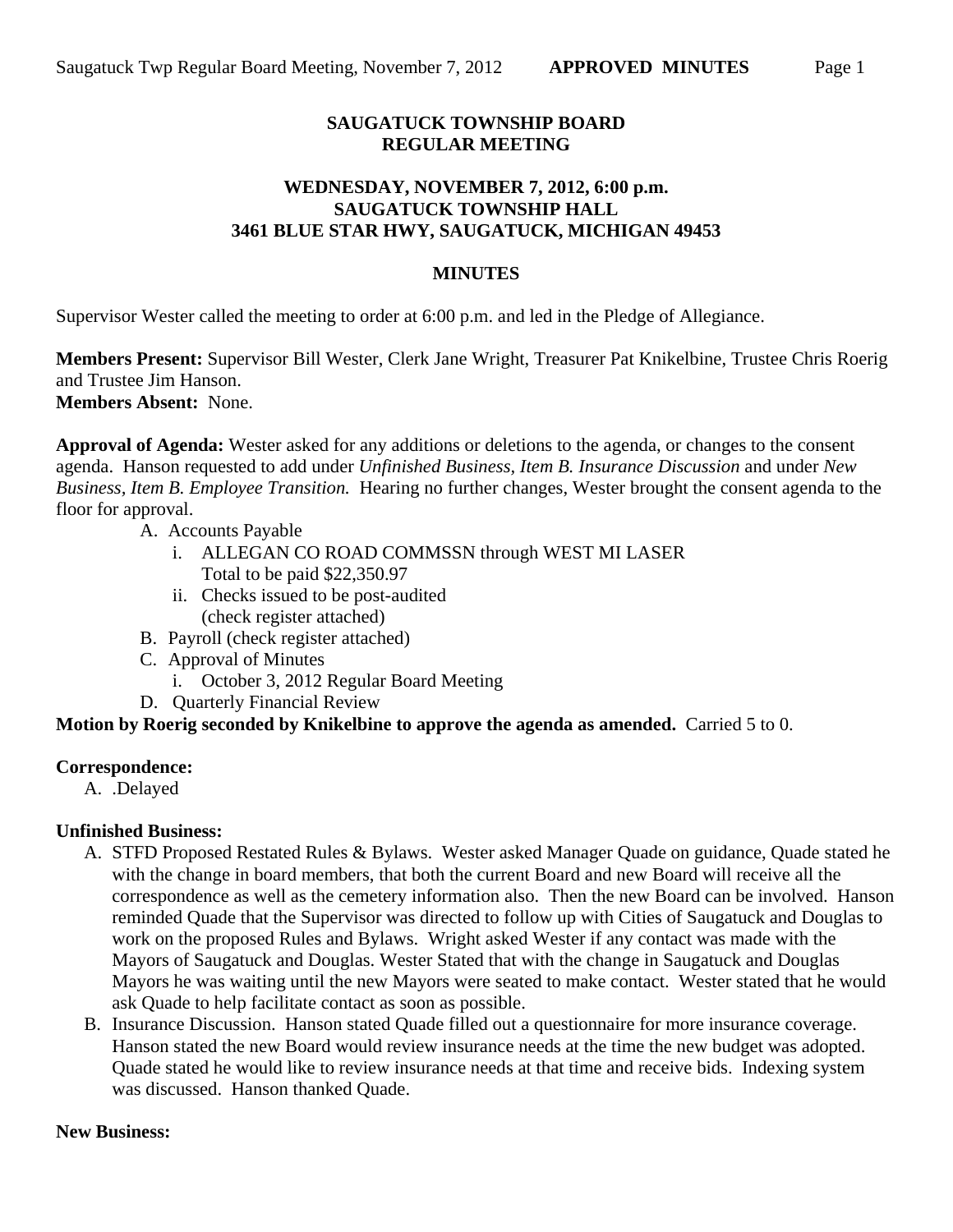**SAUGATUCK TOWNSHIP BOARD**
**REGULAR MEETING**

**WEDNESDAY, NOVEMBER 7, 2012, 6:00 p.m.**
**SAUGATUCK TOWNSHIP HALL**
**3461 BLUE STAR HWY, SAUGATUCK, MICHIGAN 49453**

**MINUTES**

Supervisor Wester called the meeting to order at 6:00 p.m. and led in the Pledge of Allegiance.

**Members Present:** Supervisor Bill Wester, Clerk Jane Wright, Treasurer Pat Knikelbine, Trustee Chris Roerig and Trustee Jim Hanson.
**Members Absent:** None.

**Approval of Agenda:** Wester asked for any additions or deletions to the agenda, or changes to the consent agenda. Hanson requested to add under *Unfinished Business, Item B. Insurance Discussion* and under *New Business, Item B. Employee Transition.* Hearing no further changes, Wester brought the consent agenda to the floor for approval.

A. Accounts Payable
   i. ALLEGAN CO ROAD COMMSSN through WEST MI LASER
      Total to be paid $22,350.97
   ii. Checks issued to be post-audited
      (check register attached)
B. Payroll (check register attached)
C. Approval of Minutes
   i. October 3, 2012 Regular Board Meeting
D. Quarterly Financial Review

**Motion by Roerig seconded by Knikelbine to approve the agenda as amended.** Carried 5 to 0.

**Correspondence:**

A. .Delayed

**Unfinished Business:**

A. STFD Proposed Restated Rules & Bylaws. Wester asked Manager Quade on guidance, Quade stated he with the change in board members, that both the current Board and new Board will receive all the correspondence as well as the cemetery information also. Then the new Board can be involved. Hanson reminded Quade that the Supervisor was directed to follow up with Cities of Saugatuck and Douglas to work on the proposed Rules and Bylaws. Wright asked Wester if any contact was made with the Mayors of Saugatuck and Douglas. Wester Stated that with the change in Saugatuck and Douglas Mayors he was waiting until the new Mayors were seated to make contact. Wester stated that he would ask Quade to help facilitate contact as soon as possible.
B. Insurance Discussion. Hanson stated Quade filled out a questionnaire for more insurance coverage. Hanson stated the new Board would review insurance needs at the time the new budget was adopted. Quade stated he would like to review insurance needs at that time and receive bids. Indexing system was discussed. Hanson thanked Quade.

**New Business:**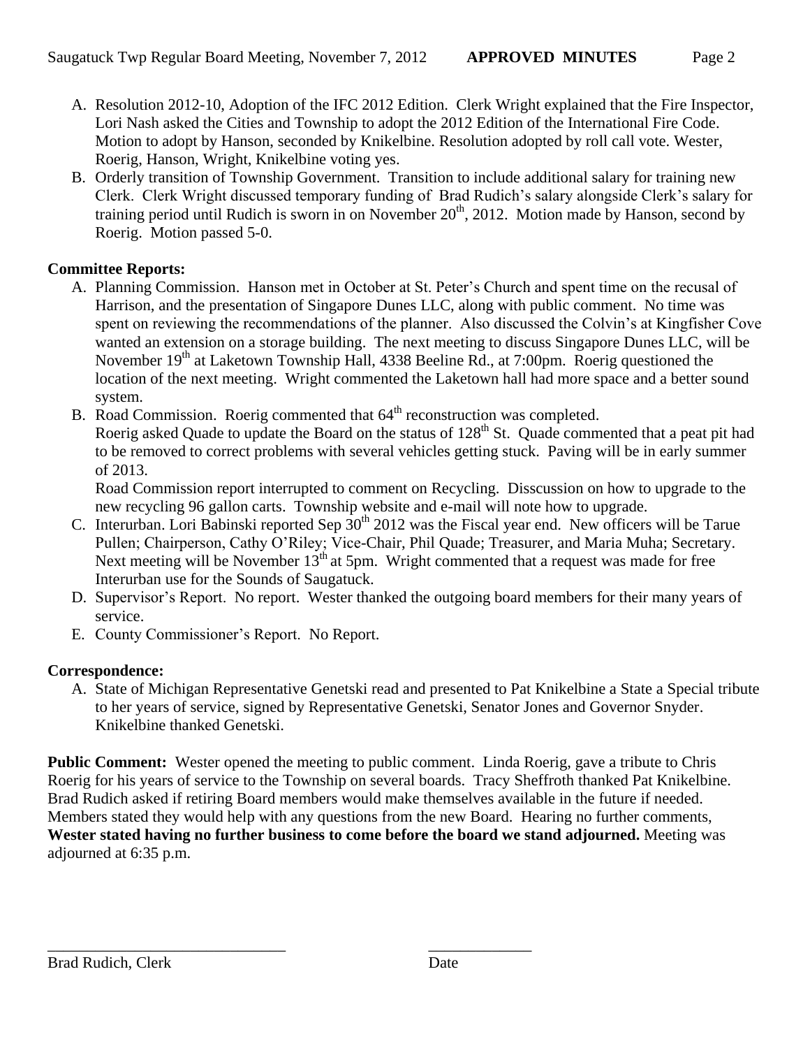A. Resolution 2012-10, Adoption of the IFC 2012 Edition. Clerk Wright explained that the Fire Inspector, Lori Nash asked the Cities and Township to adopt the 2012 Edition of the International Fire Code. Motion to adopt by Hanson, seconded by Knikelbine. Resolution adopted by roll call vote. Wester, Roerig, Hanson, Wright, Knikelbine voting yes.
B. Orderly transition of Township Government. Transition to include additional salary for training new Clerk. Clerk Wright discussed temporary funding of Brad Rudich's salary alongside Clerk's salary for training period until Rudich is sworn in on November 20th, 2012. Motion made by Hanson, second by Roerig. Motion passed 5-0.

**Committee Reports:**

A. Planning Commission. Hanson met in October at St. Peter's Church and spent time on the recusal of Harrison, and the presentation of Singapore Dunes LLC, along with public comment. No time was spent on reviewing the recommendations of the planner. Also discussed the Colvin's at Kingfisher Cove wanted an extension on a storage building. The next meeting to discuss Singapore Dunes LLC, will be November 19th at Laketown Township Hall, 4338 Beeline Rd., at 7:00pm. Roerig questioned the location of the next meeting. Wright commented the Laketown hall had more space and a better sound system.
B. Road Commission. Roerig commented that 64th reconstruction was completed.
Roerig asked Quade to update the Board on the status of 128th St. Quade commented that a peat pit had to be removed to correct problems with several vehicles getting stuck. Paving will be in early summer of 2013.
Road Commission report interrupted to comment on Recycling. Disscussion on how to upgrade to the new recycling 96 gallon carts. Township website and e-mail will note how to upgrade.
C. Interurban. Lori Babinski reported Sep 30th 2012 was the Fiscal year end. New officers will be Tarue Pullen; Chairperson, Cathy O'Riley; Vice-Chair, Phil Quade; Treasurer, and Maria Muha; Secretary. Next meeting will be November 13th at 5pm. Wright commented that a request was made for free Interurban use for the Sounds of Saugatuck.
D. Supervisor's Report. No report. Wester thanked the outgoing board members for their many years of service.
E. County Commissioner's Report. No Report.

**Correspondence:**

A. State of Michigan Representative Genetski read and presented to Pat Knikelbine a State a Special tribute to her years of service, signed by Representative Genetski, Senator Jones and Governor Snyder. Knikelbine thanked Genetski.

**Public Comment:** Wester opened the meeting to public comment. Linda Roerig, gave a tribute to Chris Roerig for his years of service to the Township on several boards. Tracy Sheffroth thanked Pat Knikelbine. Brad Rudich asked if retiring Board members would make themselves available in the future if needed. Members stated they would help with any questions from the new Board. Hearing no further comments, **Wester stated having no further business to come before the board we stand adjourned.** Meeting was adjourned at 6:35 p.m.

_______________________________ _____________

Brad Rudich, Clerk Date